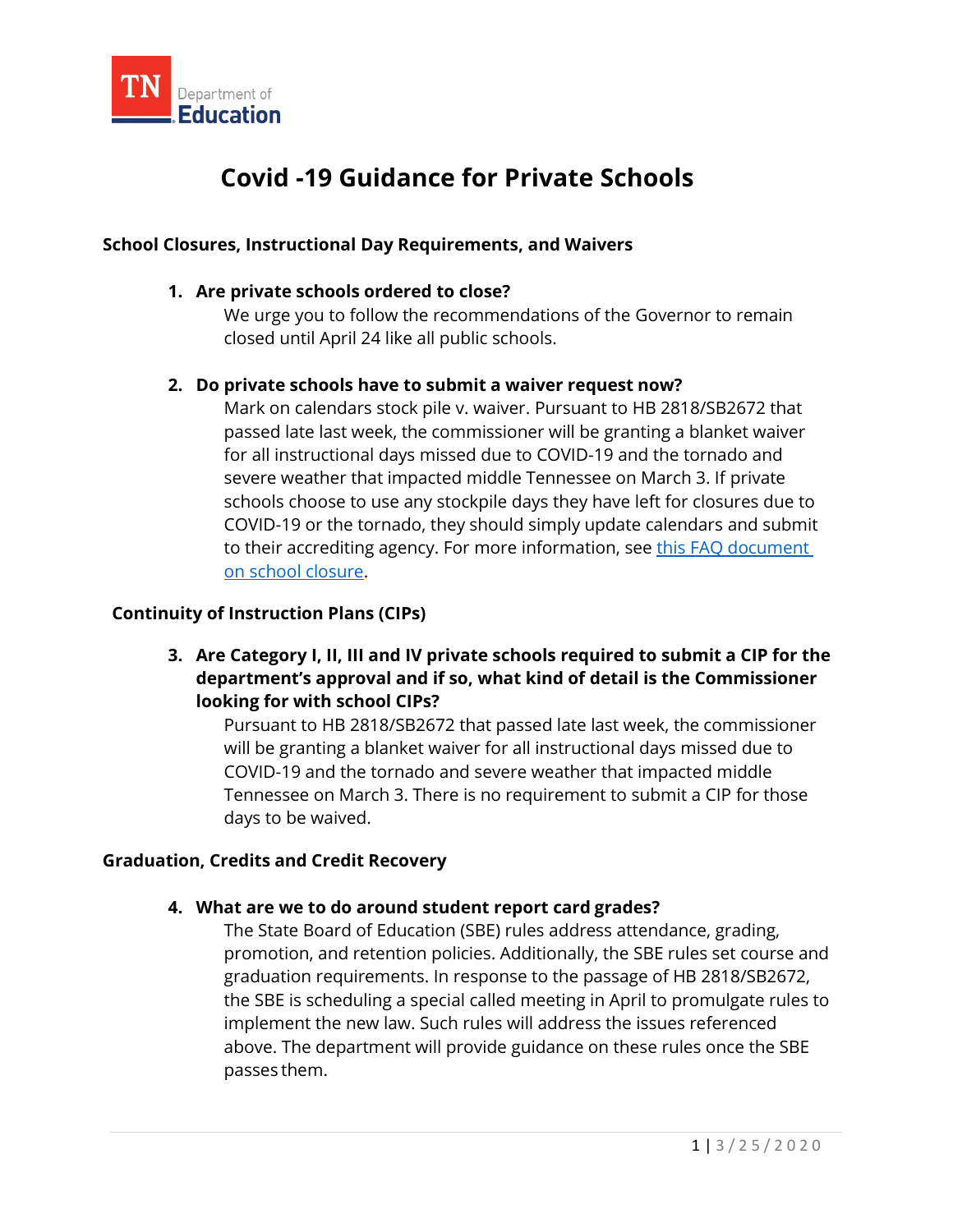# Covid -19 Guidance for Private Schools

## School Closures, Instructional Day Requirements, and Waivers

1. **Are private schools ordered to close?**

   We urge you to follow the recommendations of the Governor to remain closed until April 24 like all public schools.

2. **Do private schools have to submit a waiver request now?**

   Mark on calendars stock pile v. waiver. Pursuant to HB 2818/SB2672 that passed late last week, the commissioner will be granting a blanket waiver for all instructional days missed due to COVID-19 and the tornado and severe weather that impacted middle Tennessee on March 3. If private schools choose to use any stockpile days they have left for closures due to COVID-19 or the tornado, they should simply update calendars and submit to their accrediting agency. For more information, see this FAQ document on school closure.

## Continuity of Instruction Plans (CIPs)

3. **Are Category I, II, III and IV private schools required to submit a CIP for the department's approval and if so, what kind of detail is the Commissioner looking for with school CIPs?**

   Pursuant to HB 2818/SB2672 that passed late last week, the commissioner will be granting a blanket waiver for all instructional days missed due to COVID-19 and the tornado and severe weather that impacted middle Tennessee on March 3. There is no requirement to submit a CIP for those days to be waived.

## Graduation, Credits and Credit Recovery

4. **What are we to do around student report card grades?**

   The State Board of Education (SBE) rules address attendance, grading, promotion, and retention policies. Additionally, the SBE rules set course and graduation requirements. In response to the passage of HB 2818/SB2672, the SBE is scheduling a special called meeting in April to promulgate rules to implement the new law. Such rules will address the issues referenced above. The department will provide guidance on these rules once the SBE passes them.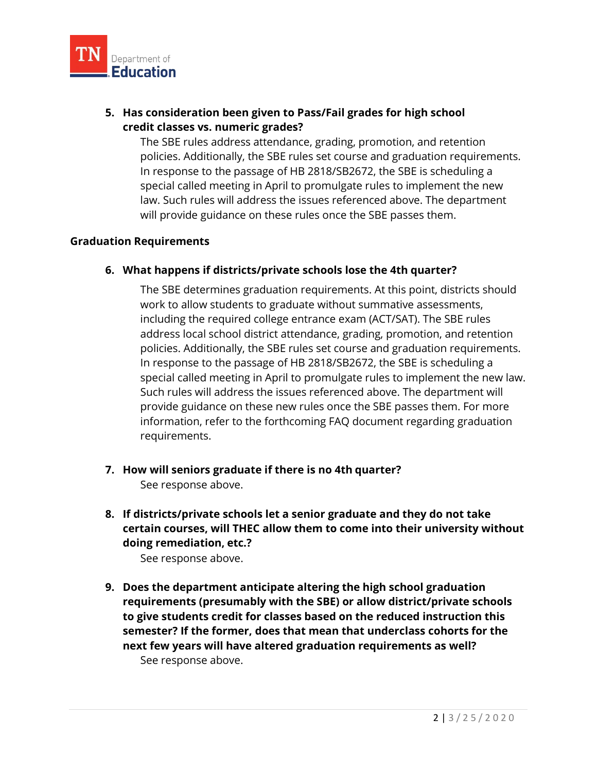5. **Has consideration been given to Pass/Fail grades for high school credit classes vs. numeric grades?**

   The SBE rules address attendance, grading, promotion, and retention policies. Additionally, the SBE rules set course and graduation requirements. In response to the passage of HB 2818/SB2672, the SBE is scheduling a special called meeting in April to promulgate rules to implement the new law. Such rules will address the issues referenced above. The department will provide guidance on these rules once the SBE passes them.

**Graduation Requirements**

6. **What happens if districts/private schools lose the 4th quarter?**

   The SBE determines graduation requirements. At this point, districts should work to allow students to graduate without summative assessments, including the required college entrance exam (ACT/SAT). The SBE rules address local school district attendance, grading, promotion, and retention policies. Additionally, the SBE rules set course and graduation requirements. In response to the passage of HB 2818/SB2672, the SBE is scheduling a special called meeting in April to promulgate rules to implement the new law. Such rules will address the issues referenced above. The department will provide guidance on these new rules once the SBE passes them. For more information, refer to the forthcoming FAQ document regarding graduation requirements.

7. **How will seniors graduate if there is no 4th quarter?**

   See response above.

8. **If districts/private schools let a senior graduate and they do not take certain courses, will THEC allow them to come into their university without doing remediation, etc.?**

   See response above.

9. **Does the department anticipate altering the high school graduation requirements (presumably with the SBE) or allow district/private schools to give students credit for classes based on the reduced instruction this semester? If the former, does that mean that underclass cohorts for the next few years will have altered graduation requirements as well?**

   See response above.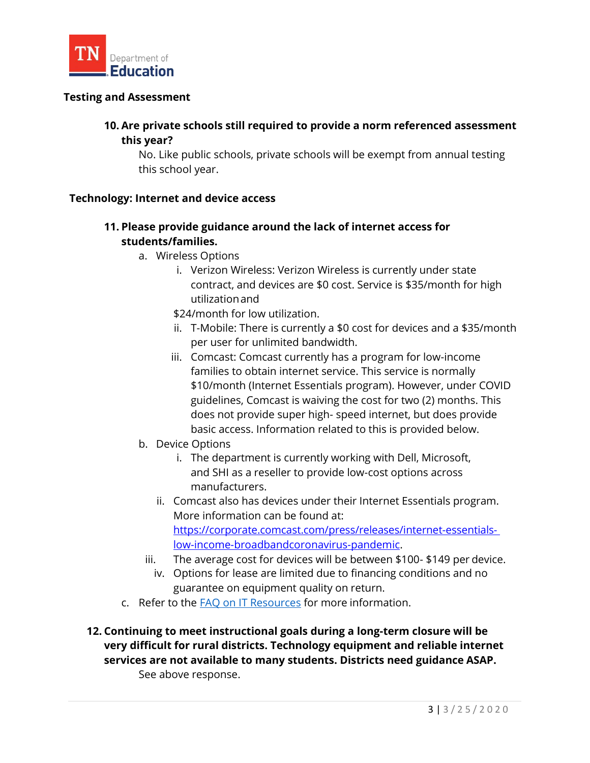**Testing and Assessment**

10. **Are private schools still required to provide a norm referenced assessment this year?**

    No. Like public schools, private schools will be exempt from annual testing this school year.

**Technology: Internet and device access**

11. **Please provide guidance around the lack of internet access for students/families.**
    a. Wireless Options
        i. Verizon Wireless: Verizon Wireless is currently under state contract, and devices are $0 cost. Service is $35/month for high utilization and $24/month for low utilization.
        ii. T-Mobile: There is currently a $0 cost for devices and a $35/month per user for unlimited bandwidth.
        iii. Comcast: Comcast currently has a program for low-income families to obtain internet service. This service is normally $10/month (Internet Essentials program). However, under COVID guidelines, Comcast is waiving the cost for two (2) months. This does not provide super high- speed internet, but does provide basic access. Information related to this is provided below.
    b. Device Options
        i. The department is currently working with Dell, Microsoft, and SHI as a reseller to provide low-cost options across manufacturers.
        ii. Comcast also has devices under their Internet Essentials program. More information can be found at: [https://corporate.comcast.com/press/releases/internet-essentials-low-income-broadbandcoronavirus-pandemic](https://corporate.comcast.com/press/releases/internet-essentials-low-income-broadbandcoronavirus-pandemic).
        iii. The average cost for devices will be between $100- $149 per device.
        iv. Options for lease are limited due to financing conditions and no guarantee on equipment quality on return.
    c. Refer to the FAQ on IT Resources for more information.

12. **Continuing to meet instructional goals during a long-term closure will be very difficult for rural districts. Technology equipment and reliable internet services are not available to many students. Districts need guidance ASAP.**

    See above response.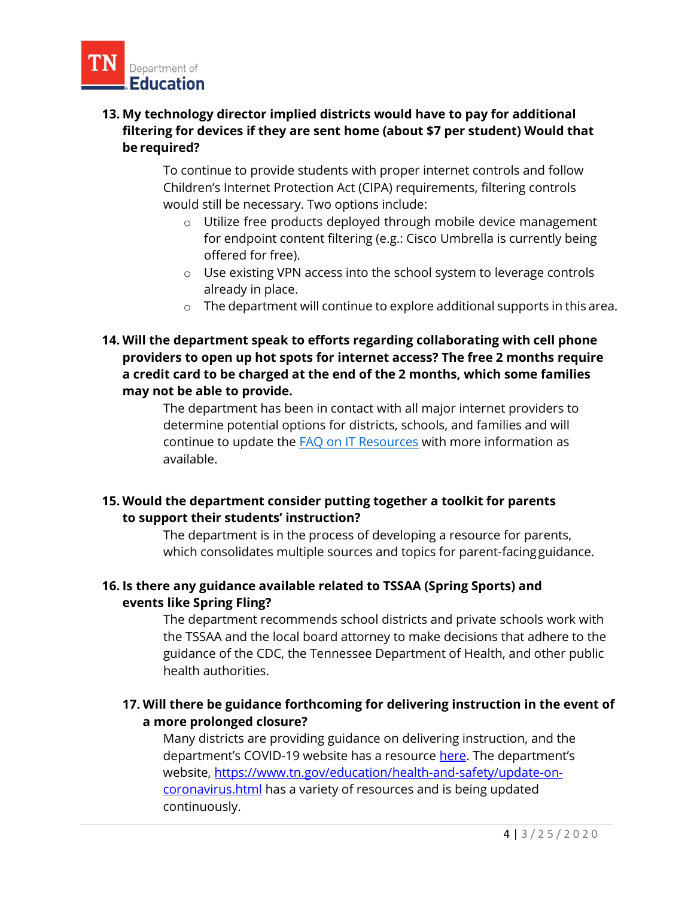**13. My technology director implied districts would have to pay for additional filtering for devices if they are sent home (about $7 per student) Would that be required?**

To continue to provide students with proper internet controls and follow Children's Internet Protection Act (CIPA) requirements, filtering controls would still be necessary. Two options include:

- Utilize free products deployed through mobile device management for endpoint content filtering (e.g.: Cisco Umbrella is currently being offered for free).
- Use existing VPN access into the school system to leverage controls already in place.
- The department will continue to explore additional supports in this area.

**14. Will the department speak to efforts regarding collaborating with cell phone providers to open up hot spots for internet access? The free 2 months require a credit card to be charged at the end of the 2 months, which some families may not be able to provide.**

The department has been in contact with all major internet providers to determine potential options for districts, schools, and families and will continue to update the [FAQ on IT Resources]() with more information as available.

**15. Would the department consider putting together a toolkit for parents to support their students' instruction?**

The department is in the process of developing a resource for parents, which consolidates multiple sources and topics for parent-facing guidance.

**16. Is there any guidance available related to TSSAA (Spring Sports) and events like Spring Fling?**

The department recommends school districts and private schools work with the TSSAA and the local board attorney to make decisions that adhere to the guidance of the CDC, the Tennessee Department of Health, and other public health authorities.

**17. Will there be guidance forthcoming for delivering instruction in the event of a more prolonged closure?**

Many districts are providing guidance on delivering instruction, and the department's COVID-19 website has a resource [here](). The department's website, [https://www.tn.gov/education/health-and-safety/update-on-coronavirus.html](https://www.tn.gov/education/health-and-safety/update-on-coronavirus.html) has a variety of resources and is being updated continuously.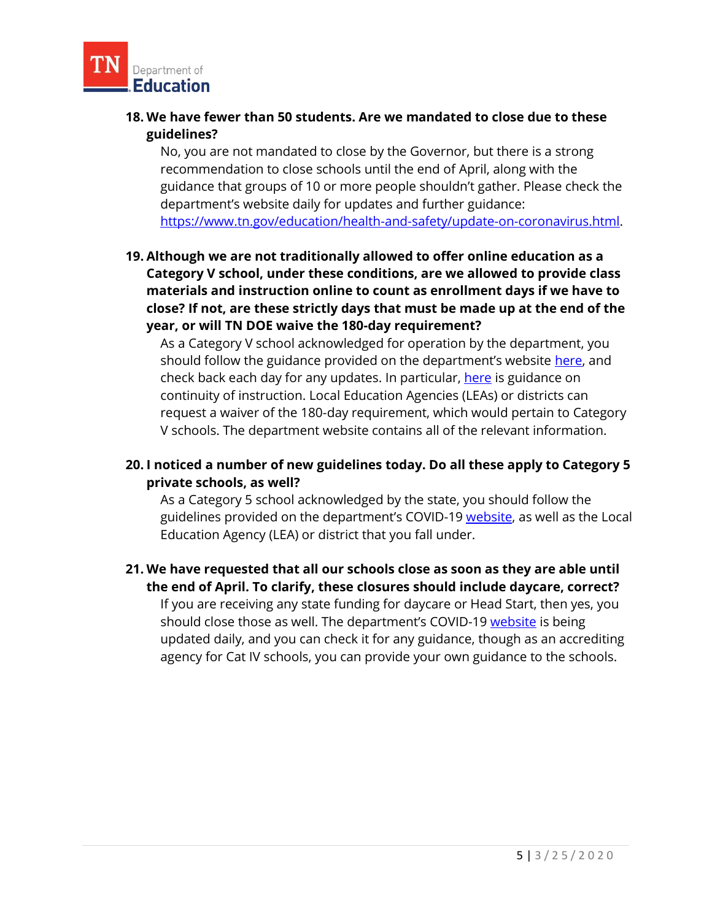18. **We have fewer than 50 students. Are we mandated to close due to these guidelines?**

    No, you are not mandated to close by the Governor, but there is a strong recommendation to close schools until the end of April, along with the guidance that groups of 10 or more people shouldn't gather. Please check the department's website daily for updates and further guidance: https://www.tn.gov/education/health-and-safety/update-on-coronavirus.html.

19. **Although we are not traditionally allowed to offer online education as a Category V school, under these conditions, are we allowed to provide class materials and instruction online to count as enrollment days if we have to close? If not, are these strictly days that must be made up at the end of the year, or will TN DOE waive the 180-day requirement?**

    As a Category V school acknowledged for operation by the department, you should follow the guidance provided on the department's website here, and check back each day for any updates. In particular, here is guidance on continuity of instruction. Local Education Agencies (LEAs) or districts can request a waiver of the 180-day requirement, which would pertain to Category V schools. The department website contains all of the relevant information.

20. **I noticed a number of new guidelines today. Do all these apply to Category 5 private schools, as well?**

    As a Category 5 school acknowledged by the state, you should follow the guidelines provided on the department's COVID-19 website, as well as the Local Education Agency (LEA) or district that you fall under.

21. **We have requested that all our schools close as soon as they are able until the end of April. To clarify, these closures should include daycare, correct?**

    If you are receiving any state funding for daycare or Head Start, then yes, you should close those as well. The department's COVID-19 website is being updated daily, and you can check it for any guidance, though as an accrediting agency for Cat IV schools, you can provide your own guidance to the schools.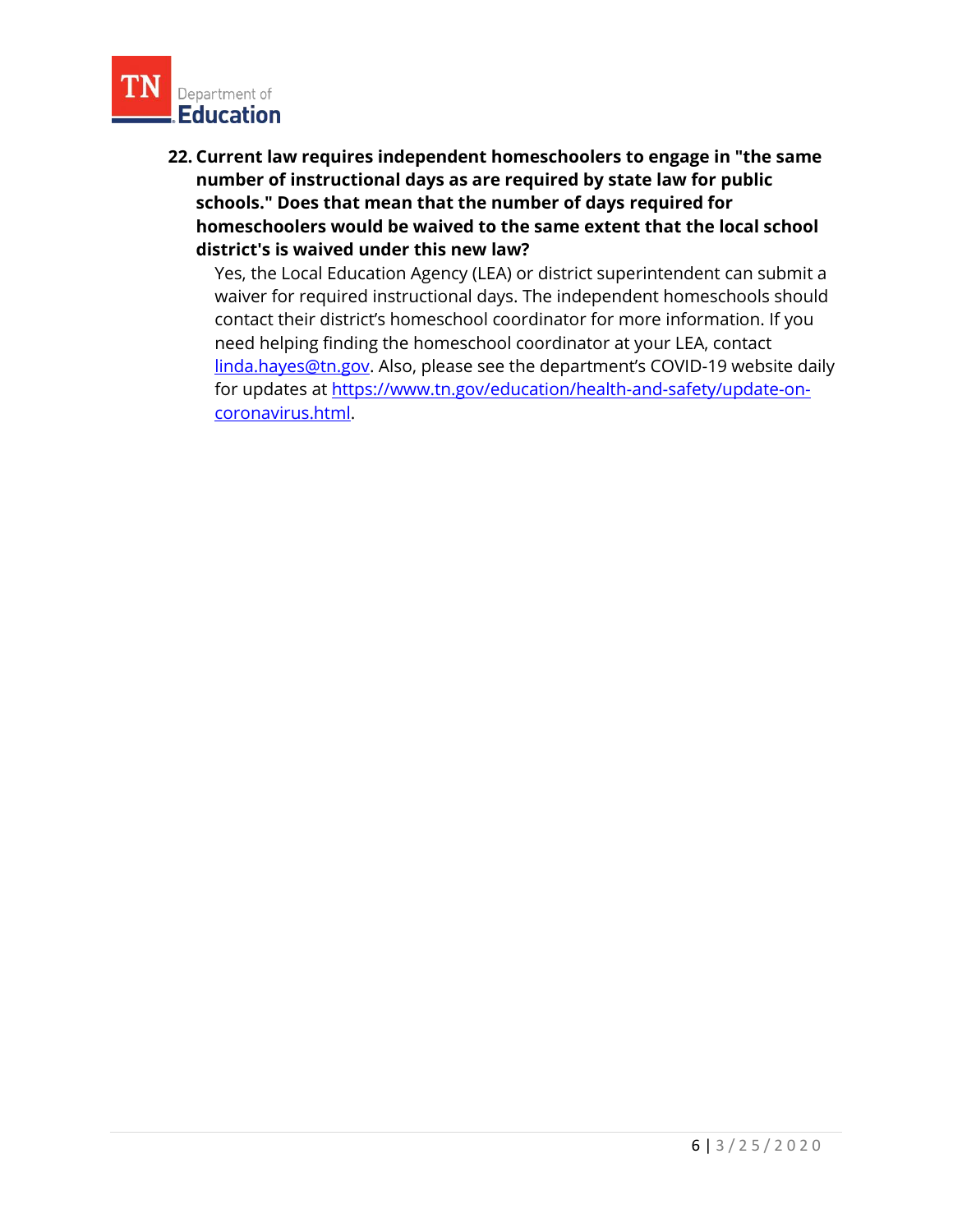22. **Current law requires independent homeschoolers to engage in "the same number of instructional days as are required by state law for public schools." Does that mean that the number of days required for homeschoolers would be waived to the same extent that the local school district's is waived under this new law?**

    Yes, the Local Education Agency (LEA) or district superintendent can submit a waiver for required instructional days. The independent homeschools should contact their district's homeschool coordinator for more information. If you need helping finding the homeschool coordinator at your LEA, contact [linda.hayes@tn.gov](mailto:linda.hayes@tn.gov). Also, please see the department's COVID-19 website daily for updates at [https://www.tn.gov/education/health-and-safety/update-on-coronavirus.html](https://www.tn.gov/education/health-and-safety/update-on-coronavirus.html).